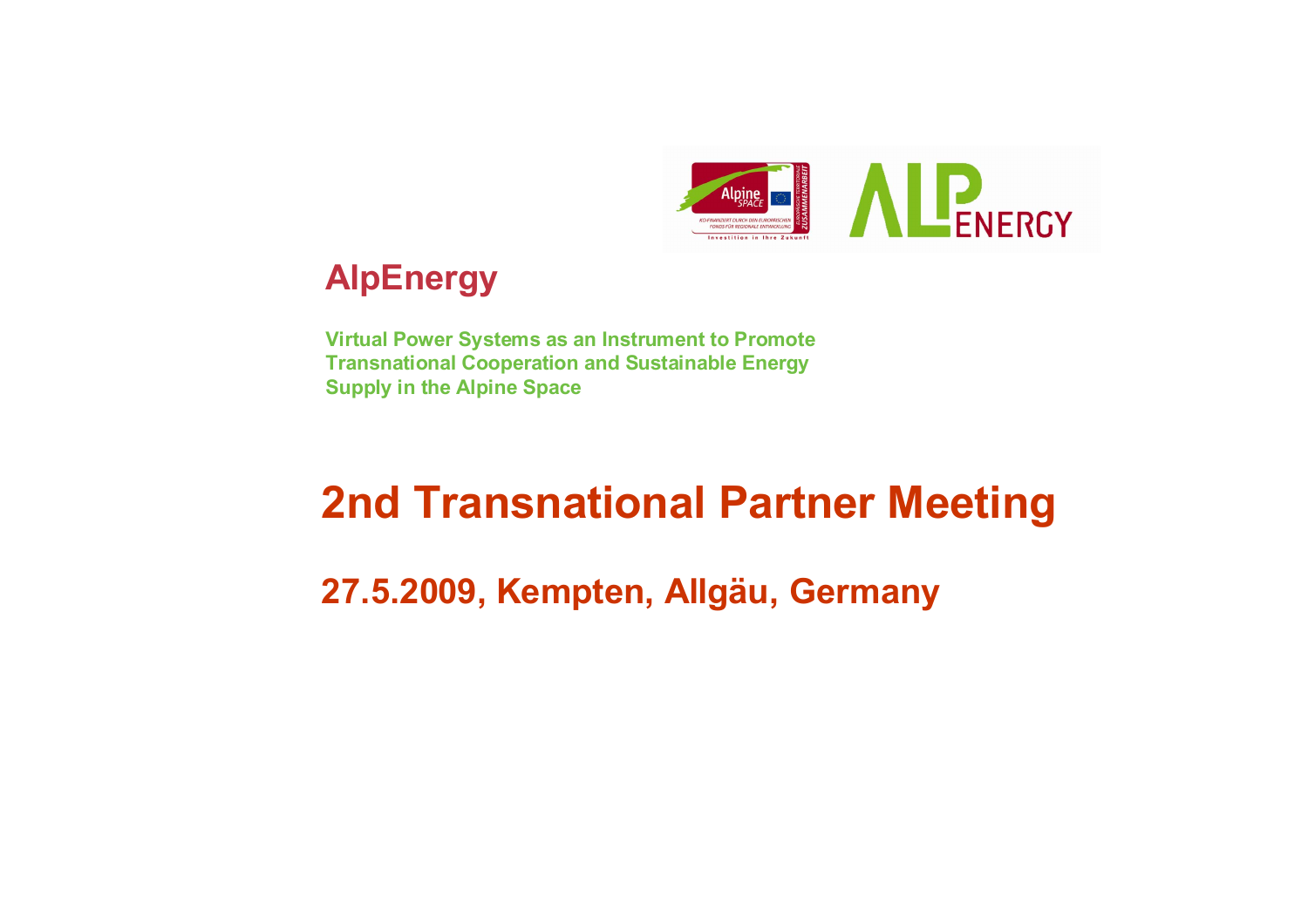# AlpEnergy

**Virtual Power Systems as an Instrument to Promote Transnational Cooperation and Sustainable Energy Supply in the Alpine Space**

## 2nd Transnational Partner Meeting

### 27.5.2009, Kempten, Allgäu, Germany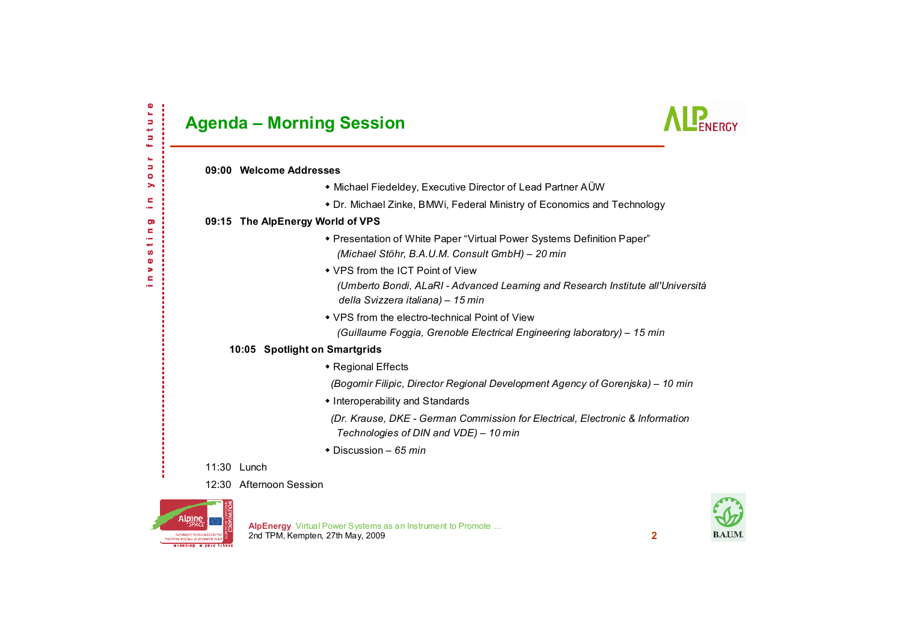# Agenda – Morning Session

**09:00 Welcome Addresses**

- Michael Fiedeldey, Executive Director of Lead Partner AÜW
- Dr. Michael Zinke, BMWi, Federal Ministry of Economics and Technology

**09:15 The AlpEnergy World of VPS**

- Presentation of White Paper "Virtual Power Systems Definition Paper"
  *(Michael Stöhr, B.A.U.M. Consult GmbH) – 20 min*
- VPS from the ICT Point of View
  *(Umberto Bondi, ALaRI - Advanced Learning and Research Institute all'Università della Svizzera italiana) – 15 min*
- VPS from the electro-technical Point of View
  *(Guillaume Foggia, Grenoble Electrical Engineering laboratory) – 15 min*

**10:05 Spotlight on Smartgrids**

- Regional Effects
  *(Bogomir Filipic, Director Regional Development Agency of Gorenjska) – 10 min*
- Interoperability and Standards
  *(Dr. Krause, DKE - German Commission for Electrical, Electronic & Information Technologies of DIN and VDE) – 10 min*
- Discussion – *65 min*

11:30 Lunch

12:30 Afternoon Session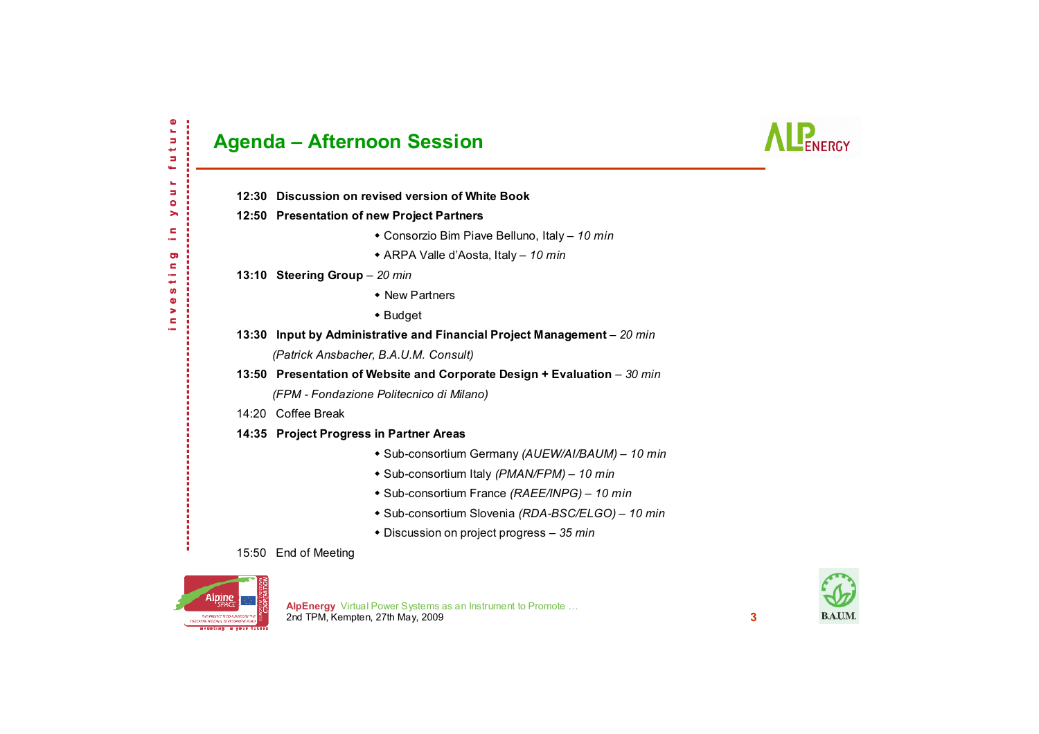## Agenda – Afternoon Session

**12:30 Discussion on revised version of White Book**

**12:50 Presentation of new Project Partners**

- Consorzio Bim Piave Belluno, Italy – *10 min*
- ARPA Valle d'Aosta, Italy – *10 min*

**13:10 Steering Group** – *20 min*

- New Partners
- Budget

**13:30 Input by Administrative and Financial Project Management** – *20 min*

*(Patrick Ansbacher, B.A.U.M. Consult)*

**13:50 Presentation of Website and Corporate Design + Evaluation** – *30 min*

*(FPM - Fondazione Politecnico di Milano)*

14:20 Coffee Break

**14:35 Project Progress in Partner Areas**

- Sub-consortium Germany *(AUEW/AI/BAUM) – 10 min*
- Sub-consortium Italy *(PMAN/FPM) – 10 min*
- Sub-consortium France *(RAEE/INPG) – 10 min*
- Sub-consortium Slovenia *(RDA-BSC/ELGO) – 10 min*
- Discussion on project progress – *35 min*

15:50 End of Meeting